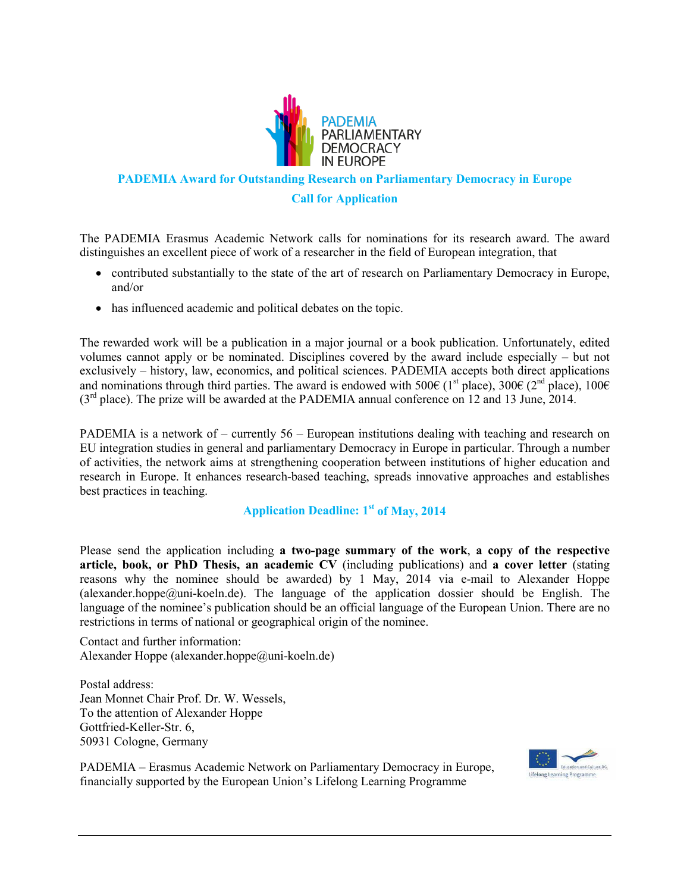PADEMIA PARLIAMENTARY DEMOCRACY IN EUROPE

# PADEMIA Award for Outstanding Research on Parliamentary Democracy in Europe

## Call for Application

The PADEMIA Erasmus Academic Network calls for nominations for its research award. The award distinguishes an excellent piece of work of a researcher in the field of European integration, that

- contributed substantially to the state of the art of research on Parliamentary Democracy in Europe, and/or
- has influenced academic and political debates on the topic.

The rewarded work will be a publication in a major journal or a book publication. Unfortunately, edited volumes cannot apply or be nominated. Disciplines covered by the award include especially – but not exclusively – history, law, economics, and political sciences. PADEMIA accepts both direct applications and nominations through third parties. The award is endowed with 500€ (1st place), 300€ (2nd place), 100€ (3rd place). The prize will be awarded at the PADEMIA annual conference on 12 and 13 June, 2014.

PADEMIA is a network of – currently 56 – European institutions dealing with teaching and research on EU integration studies in general and parliamentary Democracy in Europe in particular. Through a number of activities, the network aims at strengthening cooperation between institutions of higher education and research in Europe. It enhances research-based teaching, spreads innovative approaches and establishes best practices in teaching.

**Application Deadline: 1st of May, 2014**

Please send the application including **a two-page summary of the work**, **a copy of the respective article, book, or PhD Thesis, an academic CV** (including publications) and **a cover letter** (stating reasons why the nominee should be awarded) by 1 May, 2014 via e-mail to Alexander Hoppe (alexander.hoppe@uni-koeln.de). The language of the application dossier should be English. The language of the nominee's publication should be an official language of the European Union. There are no restrictions in terms of national or geographical origin of the nominee.

Contact and further information:
Alexander Hoppe (alexander.hoppe@uni-koeln.de)

Postal address:
Jean Monnet Chair Prof. Dr. W. Wessels,
To the attention of Alexander Hoppe
Gottfried-Keller-Str. 6,
50931 Cologne, Germany

PADEMIA – Erasmus Academic Network on Parliamentary Democracy in Europe, financially supported by the European Union's Lifelong Learning Programme

Education and Culture DG
Lifelong Learning Programme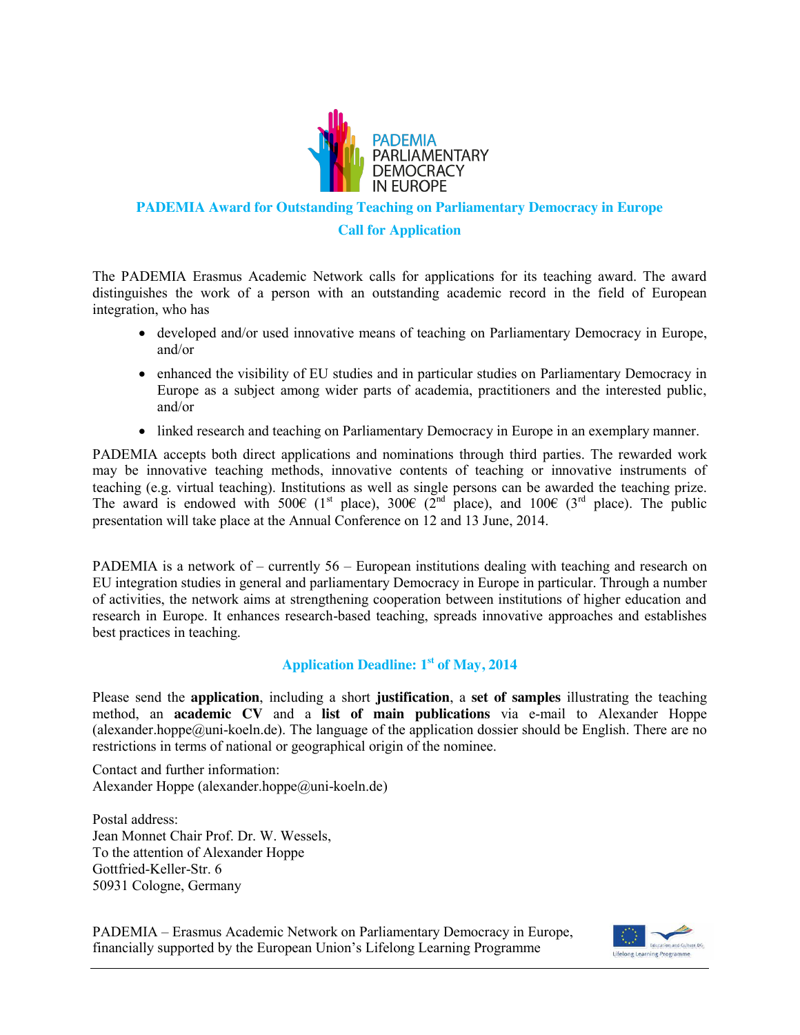PADEMIA
PARLIAMENTARY
DEMOCRACY
IN EUROPE

## PADEMIA Award for Outstanding Teaching on Parliamentary Democracy in Europe

## Call for Application

The PADEMIA Erasmus Academic Network calls for applications for its teaching award. The award distinguishes the work of a person with an outstanding academic record in the field of European integration, who has

- developed and/or used innovative means of teaching on Parliamentary Democracy in Europe, and/or
- enhanced the visibility of EU studies and in particular studies on Parliamentary Democracy in Europe as a subject among wider parts of academia, practitioners and the interested public, and/or
- linked research and teaching on Parliamentary Democracy in Europe in an exemplary manner.

PADEMIA accepts both direct applications and nominations through third parties. The rewarded work may be innovative teaching methods, innovative contents of teaching or innovative instruments of teaching (e.g. virtual teaching). Institutions as well as single persons can be awarded the teaching prize. The award is endowed with 500€ (1st place), 300€ (2nd place), and 100€ (3rd place). The public presentation will take place at the Annual Conference on 12 and 13 June, 2014.

PADEMIA is a network of – currently 56 – European institutions dealing with teaching and research on EU integration studies in general and parliamentary Democracy in Europe in particular. Through a number of activities, the network aims at strengthening cooperation between institutions of higher education and research in Europe. It enhances research-based teaching, spreads innovative approaches and establishes best practices in teaching.

### Application Deadline: 1st of May, 2014

Please send the **application**, including a short **justification**, a **set of samples** illustrating the teaching method, an **academic CV** and a **list of main publications** via e-mail to Alexander Hoppe (alexander.hoppe@uni-koeln.de). The language of the application dossier should be English. There are no restrictions in terms of national or geographical origin of the nominee.

Contact and further information:
Alexander Hoppe (alexander.hoppe@uni-koeln.de)

Postal address:
Jean Monnet Chair Prof. Dr. W. Wessels,
To the attention of Alexander Hoppe
Gottfried-Keller-Str. 6
50931 Cologne, Germany

PADEMIA – Erasmus Academic Network on Parliamentary Democracy in Europe, financially supported by the European Union's Lifelong Learning Programme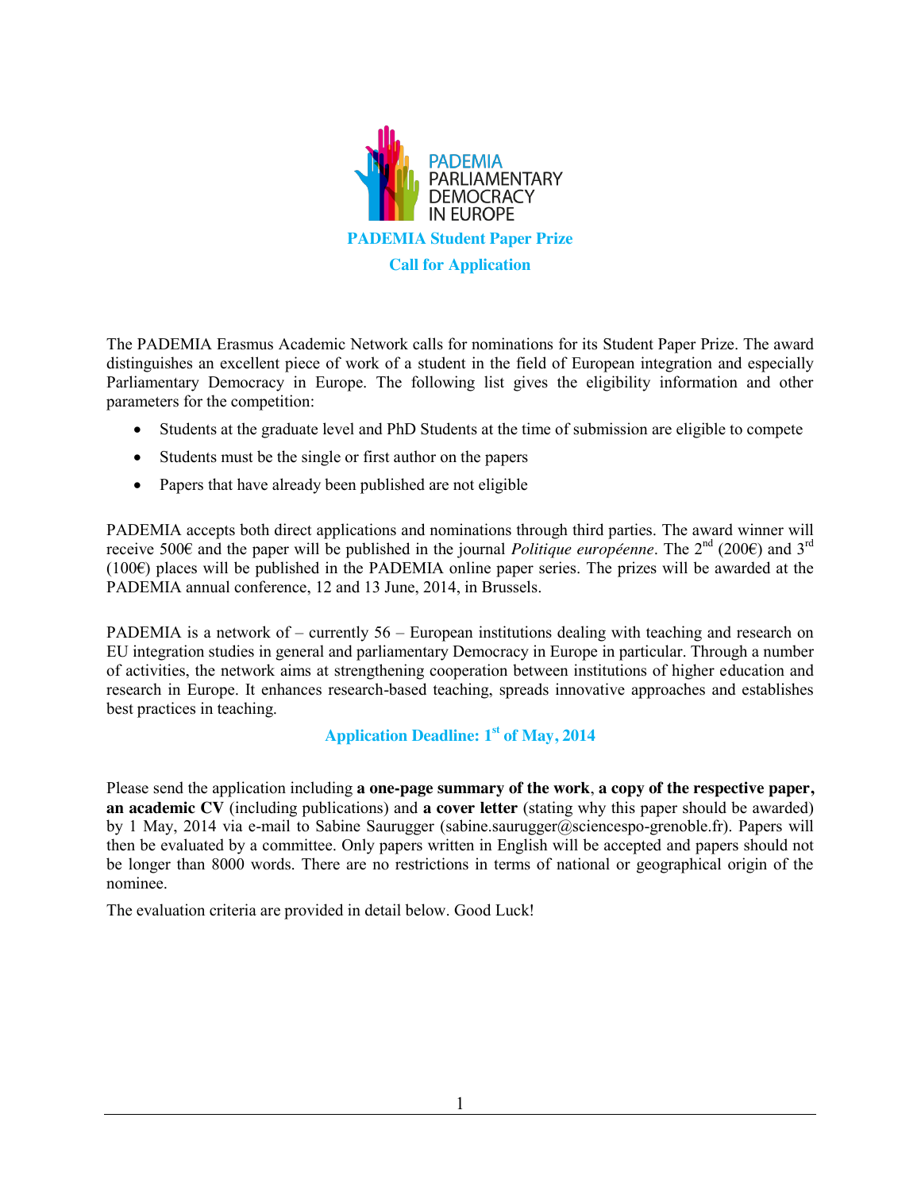PADEMIA
PARLIAMENTARY
DEMOCRACY
IN EUROPE

# PADEMIA Student Paper Prize

## Call for Application

The PADEMIA Erasmus Academic Network calls for nominations for its Student Paper Prize. The award distinguishes an excellent piece of work of a student in the field of European integration and especially Parliamentary Democracy in Europe. The following list gives the eligibility information and other parameters for the competition:

- Students at the graduate level and PhD Students at the time of submission are eligible to compete
- Students must be the single or first author on the papers
- Papers that have already been published are not eligible

PADEMIA accepts both direct applications and nominations through third parties. The award winner will receive 500€ and the paper will be published in the journal *Politique européenne*. The 2nd (200€) and 3rd (100€) places will be published in the PADEMIA online paper series. The prizes will be awarded at the PADEMIA annual conference, 12 and 13 June, 2014, in Brussels.

PADEMIA is a network of – currently 56 – European institutions dealing with teaching and research on EU integration studies in general and parliamentary Democracy in Europe in particular. Through a number of activities, the network aims at strengthening cooperation between institutions of higher education and research in Europe. It enhances research-based teaching, spreads innovative approaches and establishes best practices in teaching.

**Application Deadline: 1st of May, 2014**

Please send the application including **a one-page summary of the work**, **a copy of the respective paper, an academic CV** (including publications) and **a cover letter** (stating why this paper should be awarded) by 1 May, 2014 via e-mail to Sabine Saurugger (sabine.saurugger@sciencespo-grenoble.fr). Papers will then be evaluated by a committee. Only papers written in English will be accepted and papers should not be longer than 8000 words. There are no restrictions in terms of national or geographical origin of the nominee.

The evaluation criteria are provided in detail below. Good Luck!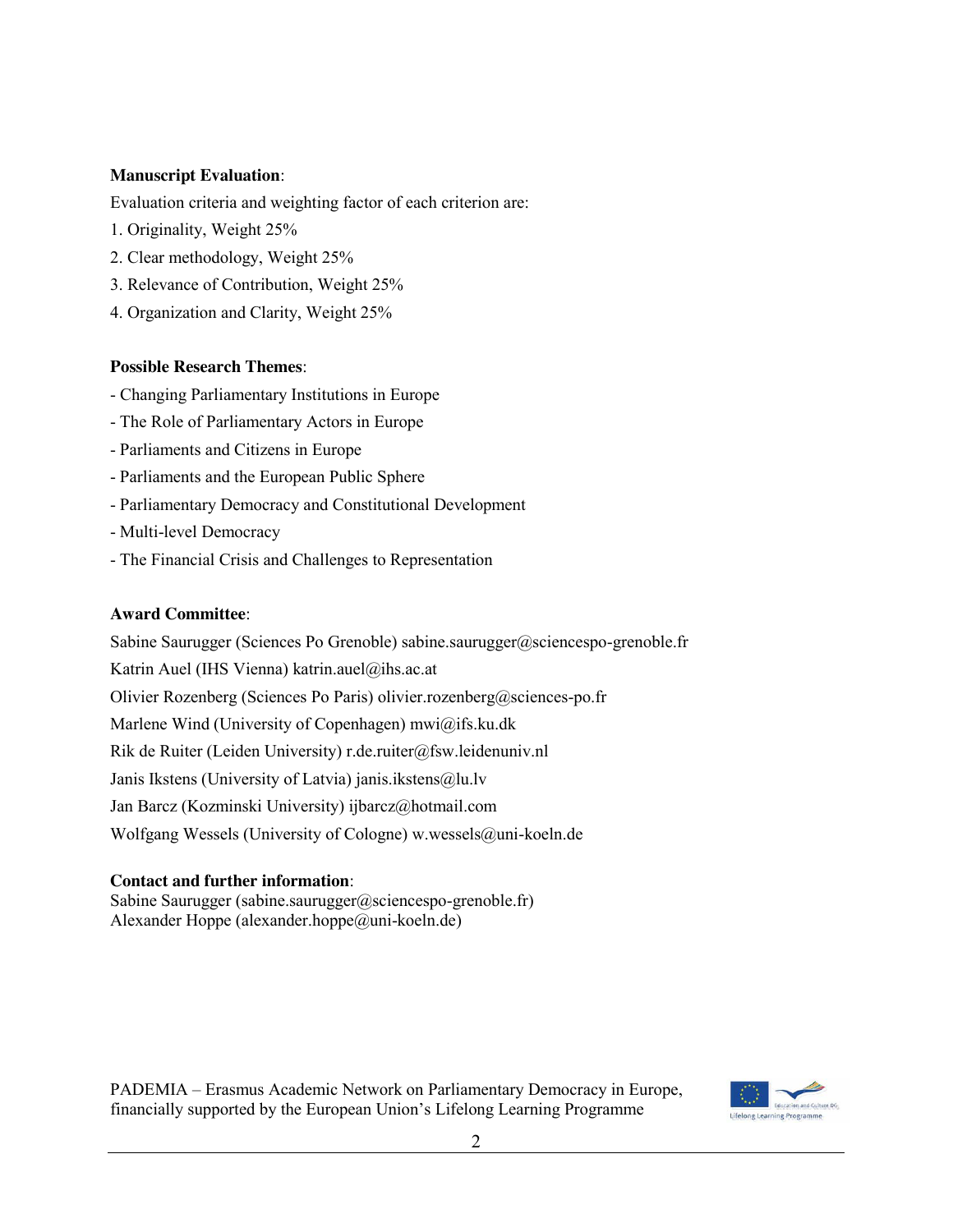**Manuscript Evaluation**:

Evaluation criteria and weighting factor of each criterion are:

1. Originality, Weight 25%
2. Clear methodology, Weight 25%
3. Relevance of Contribution, Weight 25%
4. Organization and Clarity, Weight 25%

**Possible Research Themes**:

- Changing Parliamentary Institutions in Europe
- The Role of Parliamentary Actors in Europe
- Parliaments and Citizens in Europe
- Parliaments and the European Public Sphere
- Parliamentary Democracy and Constitutional Development
- Multi-level Democracy
- The Financial Crisis and Challenges to Representation

**Award Committee**:

Sabine Saurugger (Sciences Po Grenoble) sabine.saurugger@sciencespo-grenoble.fr

Katrin Auel (IHS Vienna) katrin.auel@ihs.ac.at

Olivier Rozenberg (Sciences Po Paris) olivier.rozenberg@sciences-po.fr

Marlene Wind (University of Copenhagen) mwi@ifs.ku.dk

Rik de Ruiter (Leiden University) r.de.ruiter@fsw.leidenuniv.nl

Janis Ikstens (University of Latvia) janis.ikstens@lu.lv

Jan Barcz (Kozminski University) ijbarcz@hotmail.com

Wolfgang Wessels (University of Cologne) w.wessels@uni-koeln.de

**Contact and further information**:

Sabine Saurugger (sabine.saurugger@sciencespo-grenoble.fr)

Alexander Hoppe (alexander.hoppe@uni-koeln.de)

PADEMIA – Erasmus Academic Network on Parliamentary Democracy in Europe, financially supported by the European Union's Lifelong Learning Programme